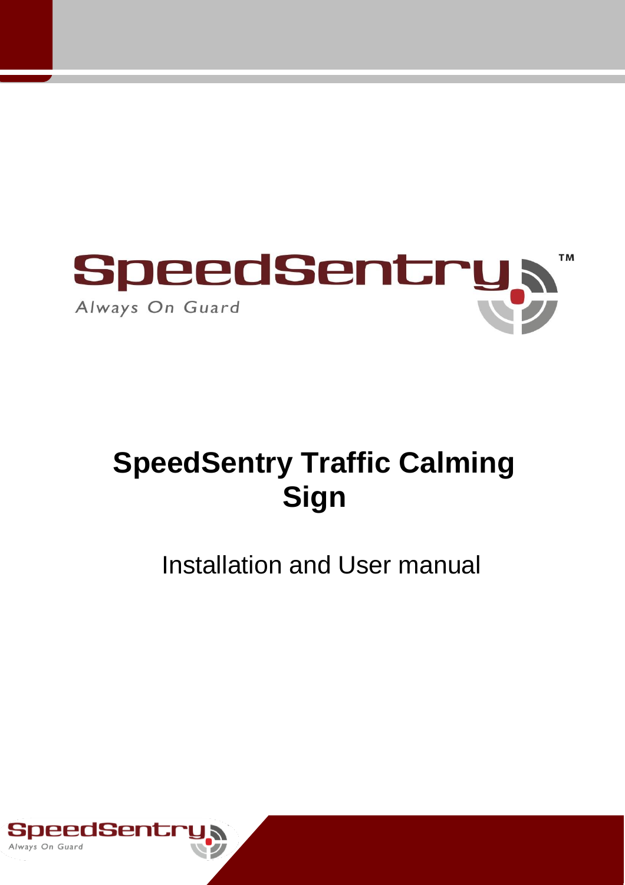SpeedSentry™

*Always On Guard*

# SpeedSentry Traffic Calming Sign

Installation and User manual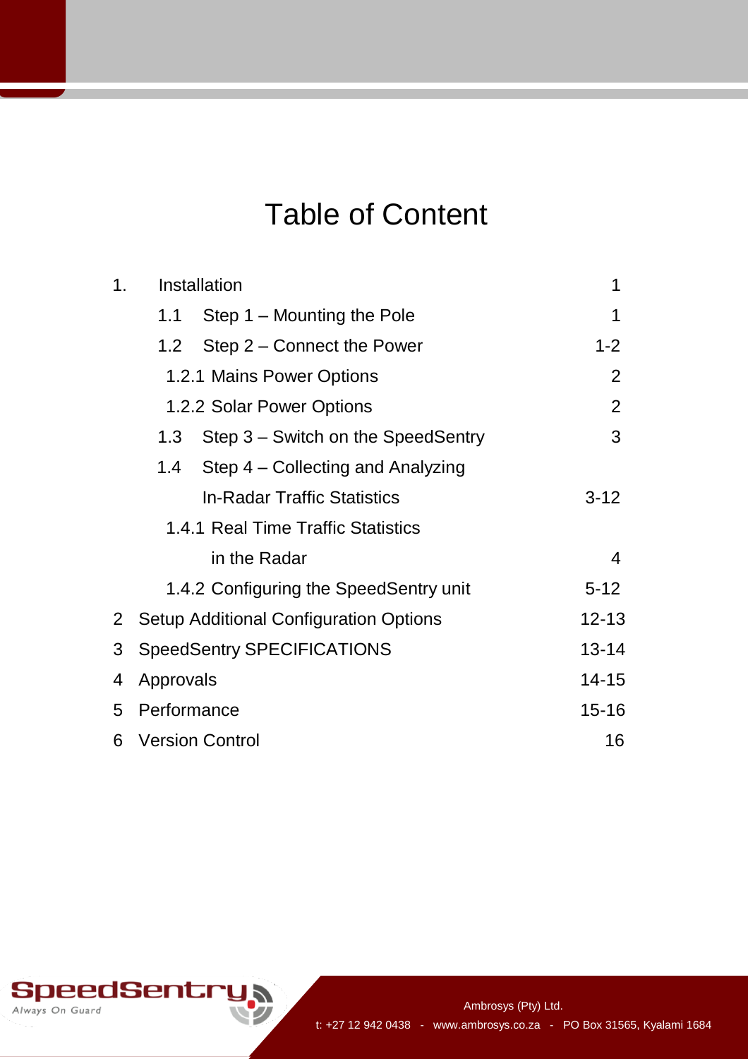# Table of Content

| | | |
|---|---|---|
| 1. | Installation | 1 |
| 1.1 | Step 1 – Mounting the Pole | 1 |
| 1.2 | Step 2 – Connect the Power | 1-2 |
| 1.2.1 | Mains Power Options | 2 |
| 1.2.2 | Solar Power Options | 2 |
| 1.3 | Step 3 – Switch on the SpeedSentry | 3 |
| 1.4 | Step 4 – Collecting and Analyzing In-Radar Traffic Statistics | 3-12 |
| 1.4.1 | Real Time Traffic Statistics in the Radar | 4 |
| 1.4.2 | Configuring the SpeedSentry unit | 5-12 |
| 2 | Setup Additional Configuration Options | 12-13 |
| 3 | SpeedSentry SPECIFICATIONS | 13-14 |
| 4 | Approvals | 14-15 |
| 5 | Performance | 15-16 |
| 6 | Version Control | 16 |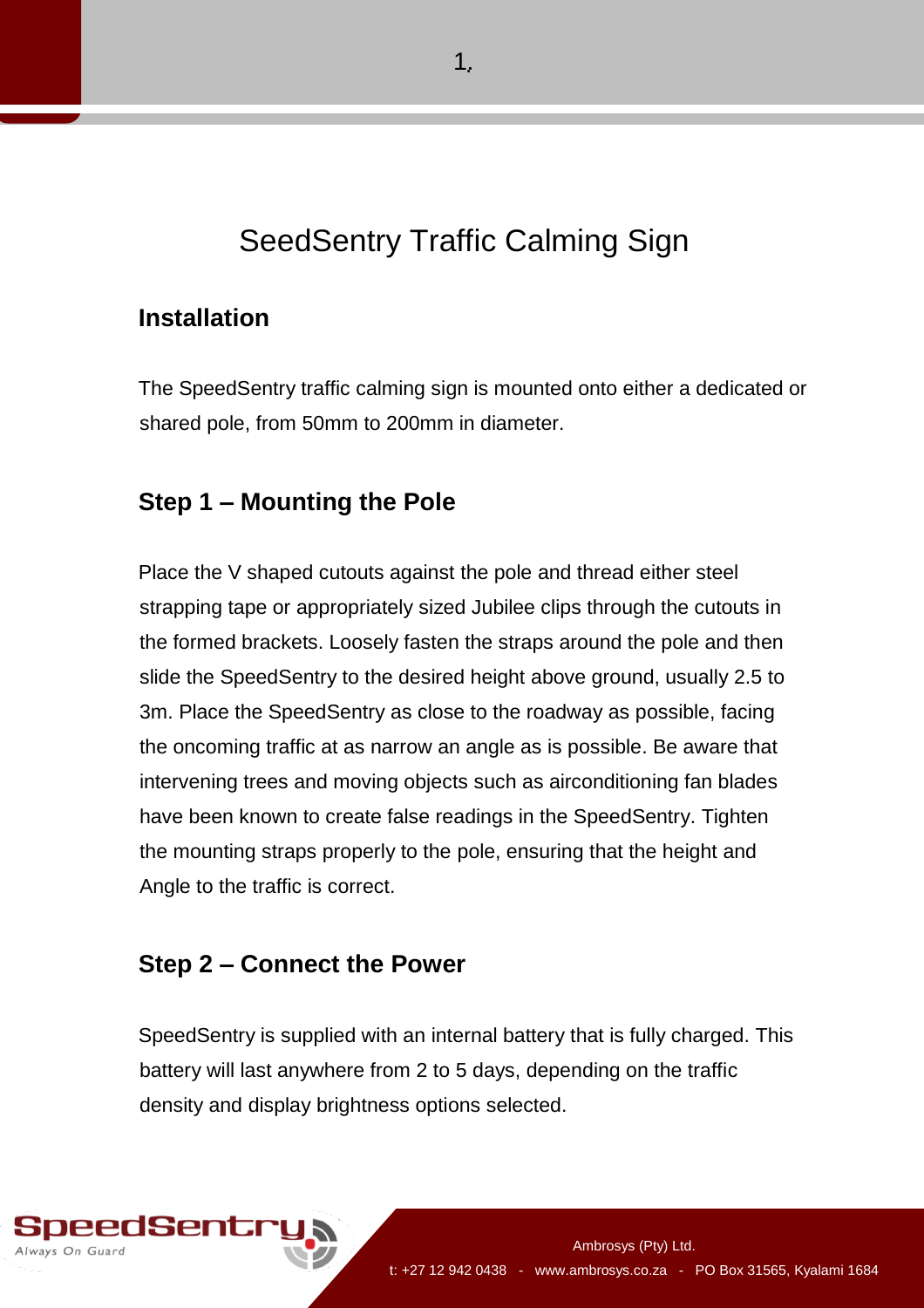# SeedSentry Traffic Calming Sign

## Installation

The SpeedSentry traffic calming sign is mounted onto either a dedicated or shared pole, from 50mm to 200mm in diameter.

## Step 1 – Mounting the Pole

Place the V shaped cutouts against the pole and thread either steel strapping tape or appropriately sized Jubilee clips through the cutouts in the formed brackets. Loosely fasten the straps around the pole and then slide the SpeedSentry to the desired height above ground, usually 2.5 to 3m. Place the SpeedSentry as close to the roadway as possible, facing the oncoming traffic at as narrow an angle as is possible. Be aware that intervening trees and moving objects such as airconditioning fan blades have been known to create false readings in the SpeedSentry. Tighten the mounting straps properly to the pole, ensuring that the height and Angle to the traffic is correct.

## Step 2 – Connect the Power

SpeedSentry is supplied with an internal battery that is fully charged. This battery will last anywhere from 2 to 5 days, depending on the traffic density and display brightness options selected.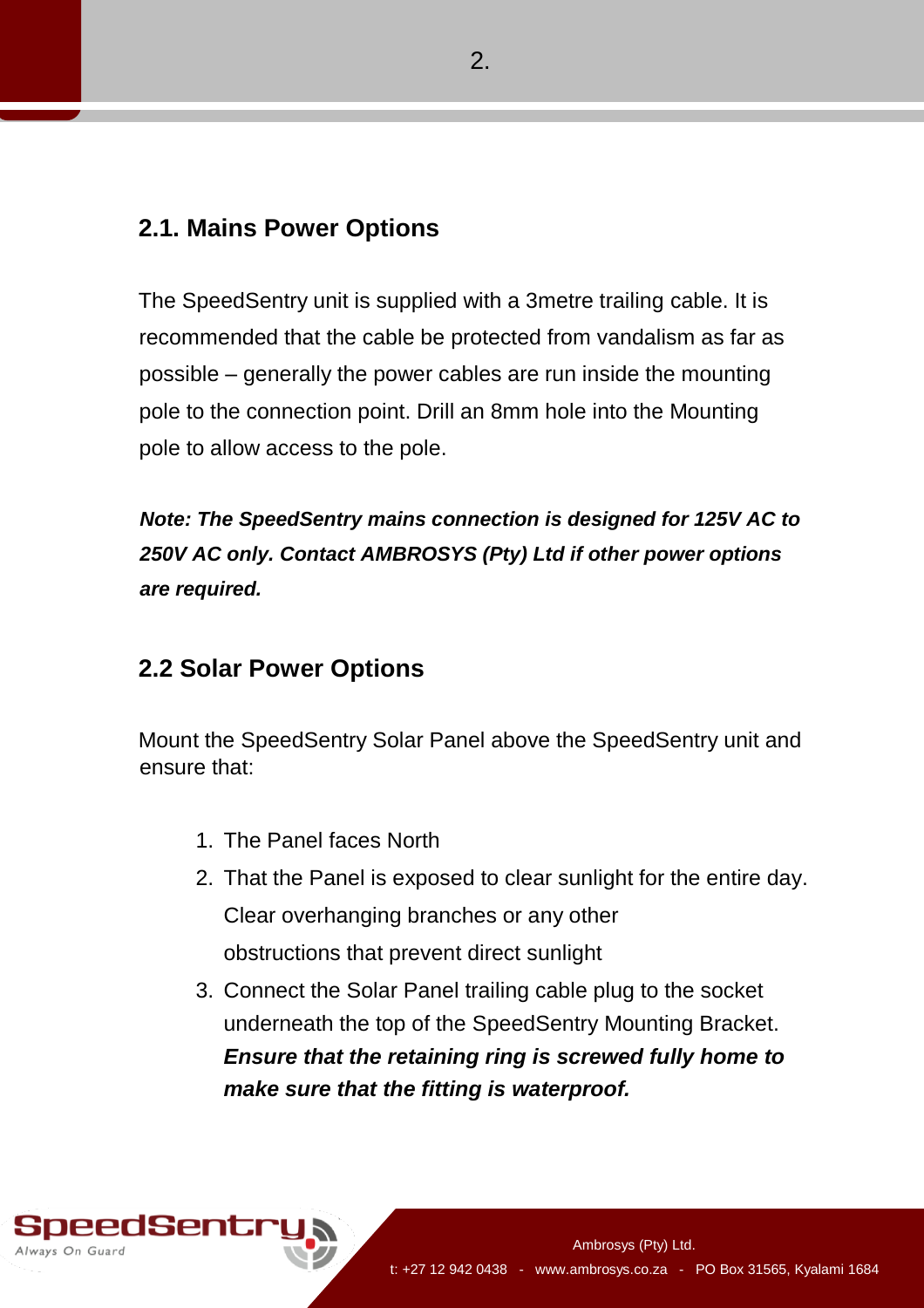## 2.1. Mains Power Options

The SpeedSentry unit is supplied with a 3metre trailing cable. It is recommended that the cable be protected from vandalism as far as possible – generally the power cables are run inside the mounting pole to the connection point. Drill an 8mm hole into the Mounting pole to allow access to the pole.

***Note: The SpeedSentry mains connection is designed for 125V AC to 250V AC only. Contact AMBROSYS (Pty) Ltd if other power options are required.***

## 2.2 Solar Power Options

Mount the SpeedSentry Solar Panel above the SpeedSentry unit and ensure that:

1. The Panel faces North
2. That the Panel is exposed to clear sunlight for the entire day. Clear overhanging branches or any other obstructions that prevent direct sunlight
3. Connect the Solar Panel trailing cable plug to the socket underneath the top of the SpeedSentry Mounting Bracket. ***Ensure that the retaining ring is screwed fully home to make sure that the fitting is waterproof.***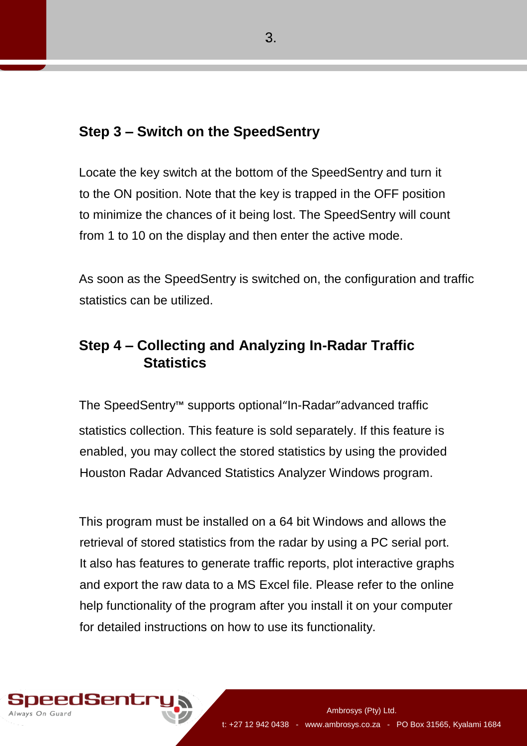## Step 3 – Switch on the SpeedSentry

Locate the key switch at the bottom of the SpeedSentry and turn it to the ON position. Note that the key is trapped in the OFF position to minimize the chances of it being lost. The SpeedSentry will count from 1 to 10 on the display and then enter the active mode.

As soon as the SpeedSentry is switched on, the configuration and traffic statistics can be utilized.

## Step 4 – Collecting and Analyzing In-Radar Traffic Statistics

The SpeedSentry™ supports optional "In-Radar" advanced traffic statistics collection. This feature is sold separately. If this feature is enabled, you may collect the stored statistics by using the provided Houston Radar Advanced Statistics Analyzer Windows program.

This program must be installed on a 64 bit Windows and allows the retrieval of stored statistics from the radar by using a PC serial port. It also has features to generate traffic reports, plot interactive graphs and export the raw data to a MS Excel file. Please refer to the online help functionality of the program after you install it on your computer for detailed instructions on how to use its functionality.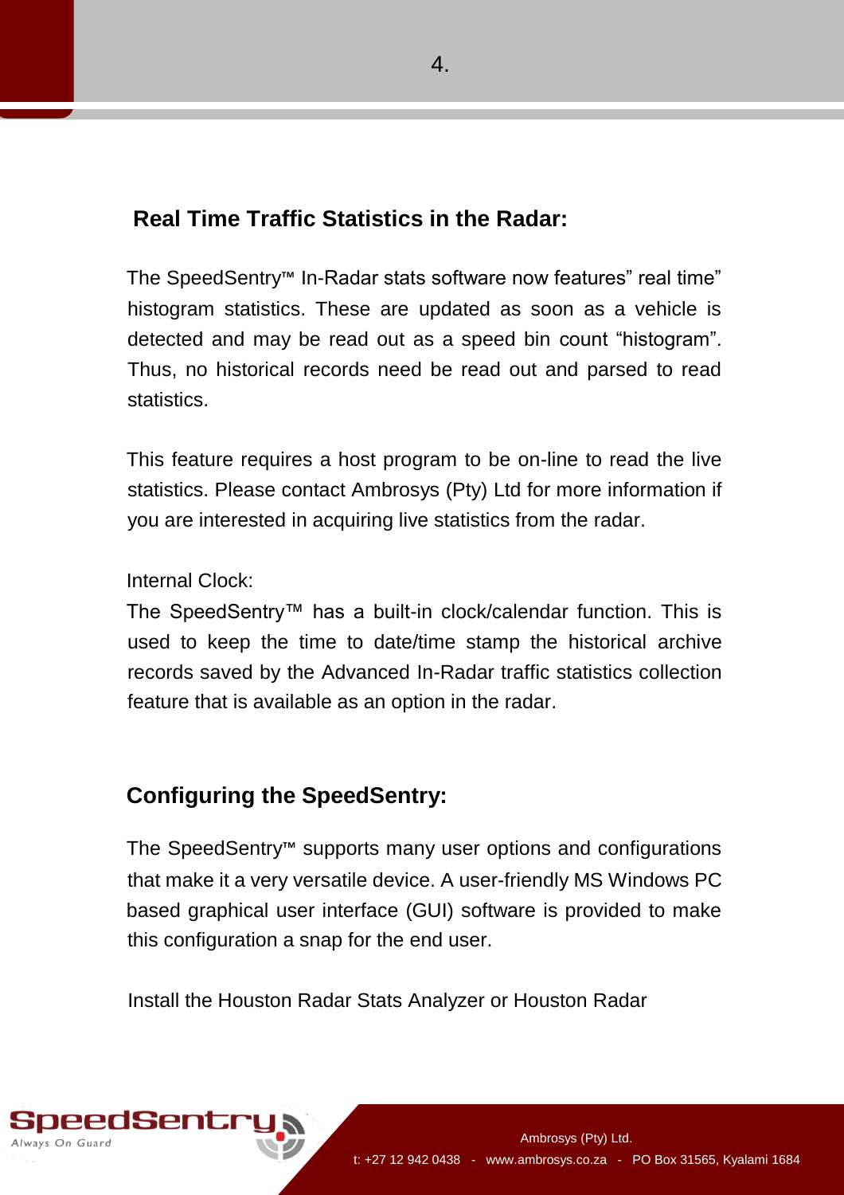## Real Time Traffic Statistics in the Radar:

The SpeedSentry™ In-Radar stats software now features" real time" histogram statistics. These are updated as soon as a vehicle is detected and may be read out as a speed bin count "histogram". Thus, no historical records need be read out and parsed to read statistics.

This feature requires a host program to be on-line to read the live statistics. Please contact Ambrosys (Pty) Ltd for more information if you are interested in acquiring live statistics from the radar.

Internal Clock:
The SpeedSentry™ has a built-in clock/calendar function. This is used to keep the time to date/time stamp the historical archive records saved by the Advanced In-Radar traffic statistics collection feature that is available as an option in the radar.

## Configuring the SpeedSentry:

The SpeedSentry™ supports many user options and configurations that make it a very versatile device. A user-friendly MS Windows PC based graphical user interface (GUI) software is provided to make this configuration a snap for the end user.

Install the Houston Radar Stats Analyzer or Houston Radar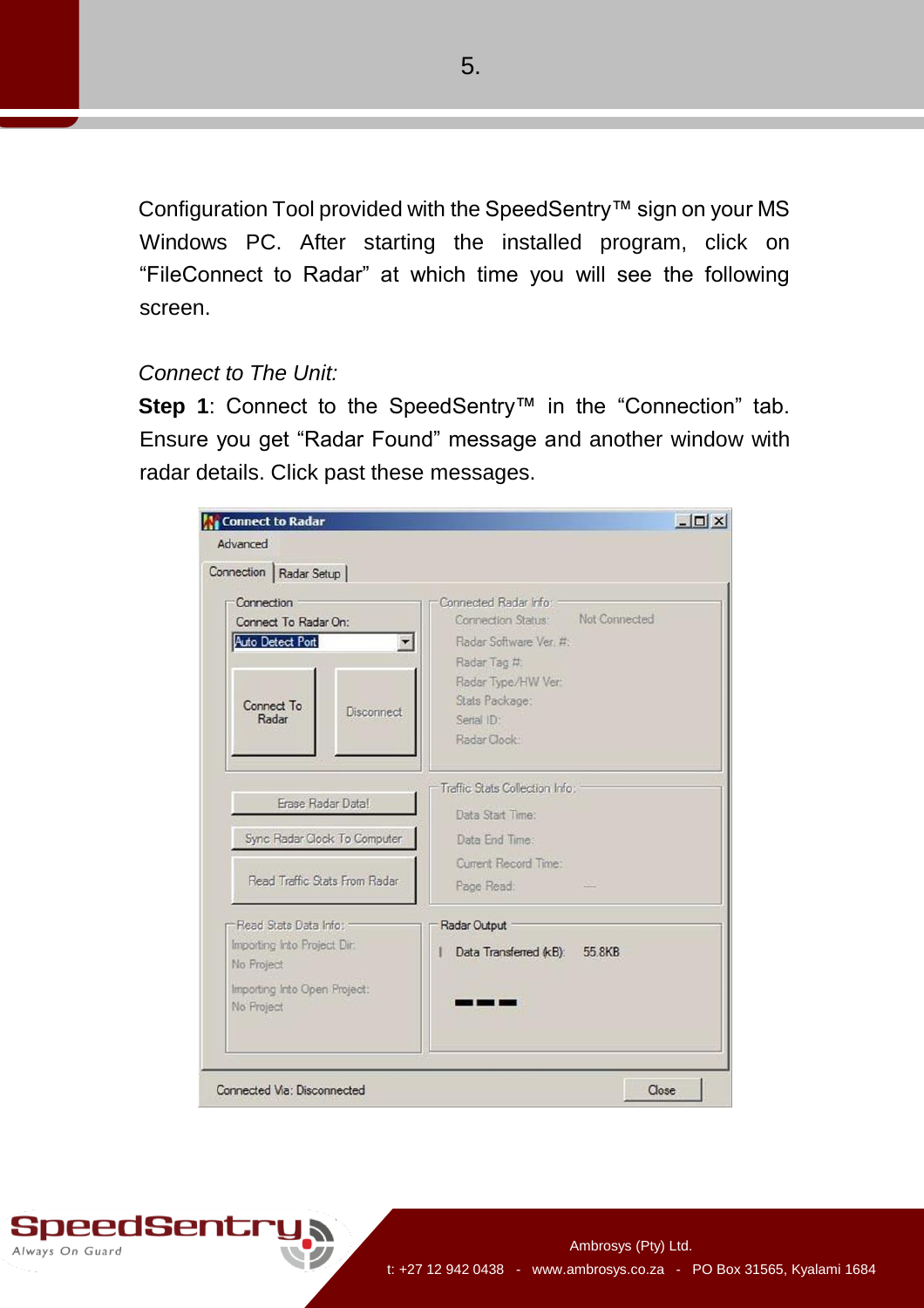Configuration Tool provided with the SpeedSentry™ sign on your MS Windows PC. After starting the installed program, click on “FileConnect to Radar” at which time you will see the following screen.

*Connect to The Unit:*

**Step 1**: Connect to the SpeedSentry™ in the “Connection” tab. Ensure you get “Radar Found” message and another window with radar details. Click past these messages.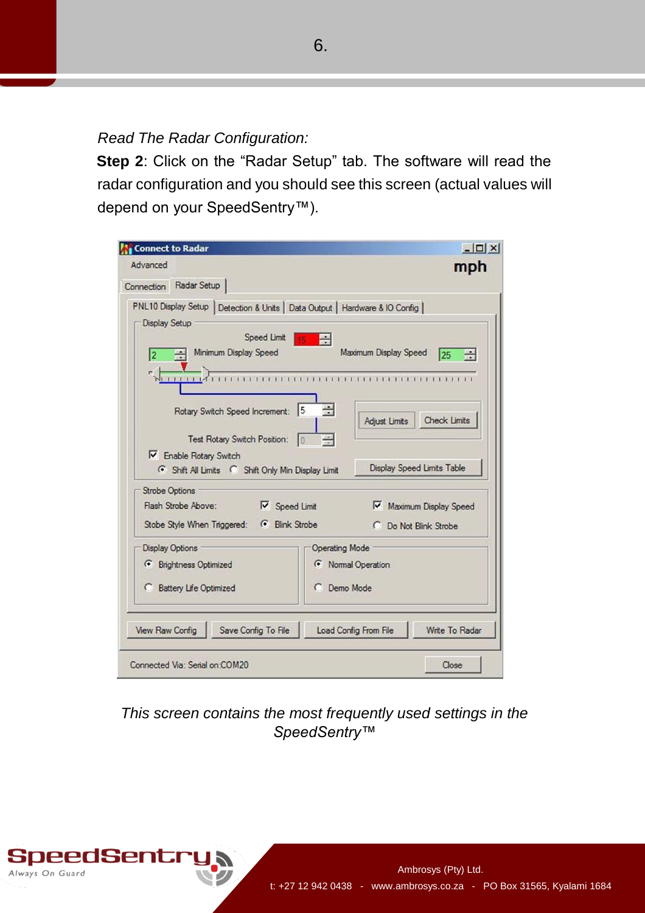*Read The Radar Configuration:*

**Step 2**: Click on the “Radar Setup” tab. The software will read the radar configuration and you should see this screen (actual values will depend on your SpeedSentry™).

*This screen contains the most frequently used settings in the SpeedSentry™*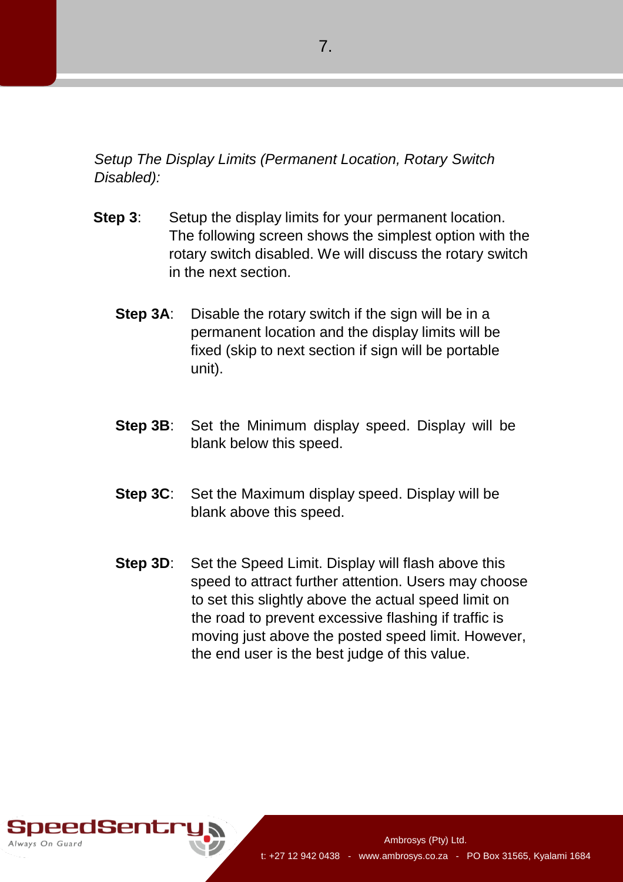*Setup The Display Limits (Permanent Location, Rotary Switch Disabled):*

**Step 3**: Setup the display limits for your permanent location. The following screen shows the simplest option with the rotary switch disabled. We will discuss the rotary switch in the next section.

**Step 3A**: Disable the rotary switch if the sign will be in a permanent location and the display limits will be fixed (skip to next section if sign will be portable unit).

**Step 3B**: Set the Minimum display speed. Display will be blank below this speed.

**Step 3C**: Set the Maximum display speed. Display will be blank above this speed.

**Step 3D**: Set the Speed Limit. Display will flash above this speed to attract further attention. Users may choose to set this slightly above the actual speed limit on the road to prevent excessive flashing if traffic is moving just above the posted speed limit. However, the end user is the best judge of this value.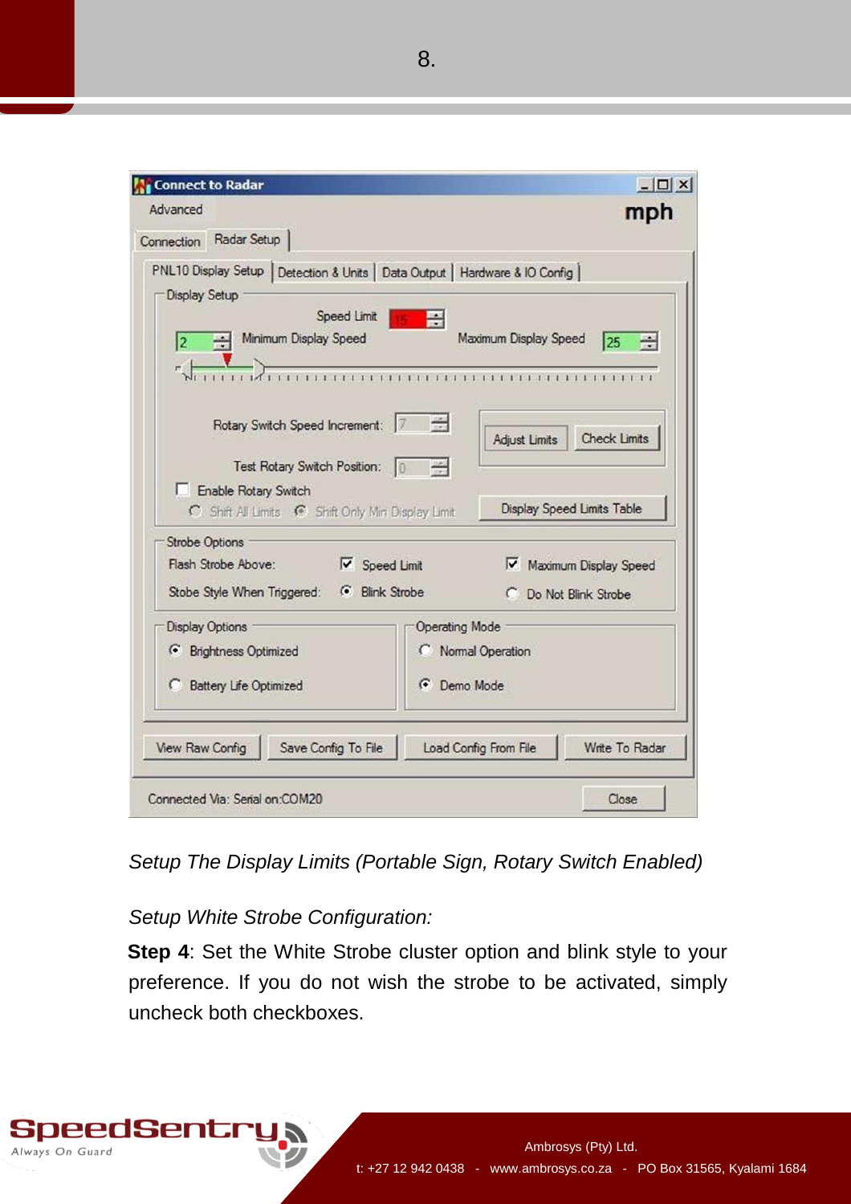*Setup The Display Limits (Portable Sign, Rotary Switch Enabled)*

*Setup White Strobe Configuration:*

**Step 4**: Set the White Strobe cluster option and blink style to your preference. If you do not wish the strobe to be activated, simply uncheck both checkboxes.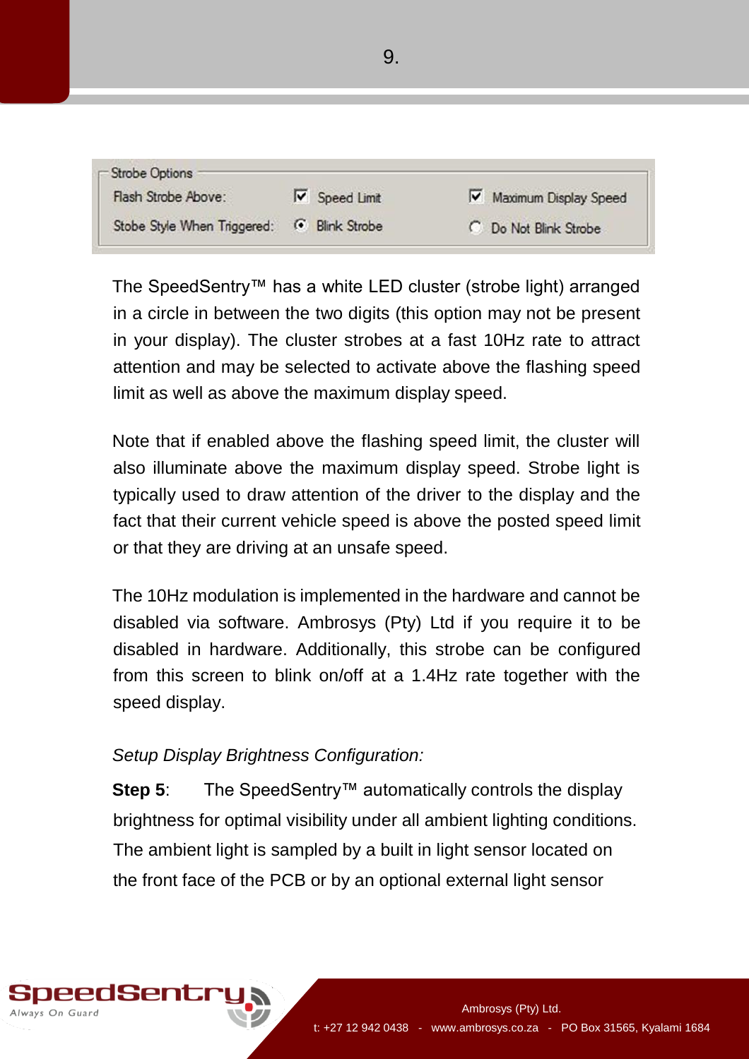| Strobe Options | | |
|---|---|---|
| Flash Strobe Above: | ☑ Speed Limit | ☑ Maximum Display Speed |
| Stobe Style When Triggered: | ◉ Blink Strobe | ○ Do Not Blink Strobe |

The SpeedSentry™ has a white LED cluster (strobe light) arranged in a circle in between the two digits (this option may not be present in your display). The cluster strobes at a fast 10Hz rate to attract attention and may be selected to activate above the flashing speed limit as well as above the maximum display speed.

Note that if enabled above the flashing speed limit, the cluster will also illuminate above the maximum display speed. Strobe light is typically used to draw attention of the driver to the display and the fact that their current vehicle speed is above the posted speed limit or that they are driving at an unsafe speed.

The 10Hz modulation is implemented in the hardware and cannot be disabled via software. Ambrosys (Pty) Ltd if you require it to be disabled in hardware. Additionally, this strobe can be configured from this screen to blink on/off at a 1.4Hz rate together with the speed display.

*Setup Display Brightness Configuration:*

**Step 5**: The SpeedSentry™ automatically controls the display brightness for optimal visibility under all ambient lighting conditions. The ambient light is sampled by a built in light sensor located on the front face of the PCB or by an optional external light sensor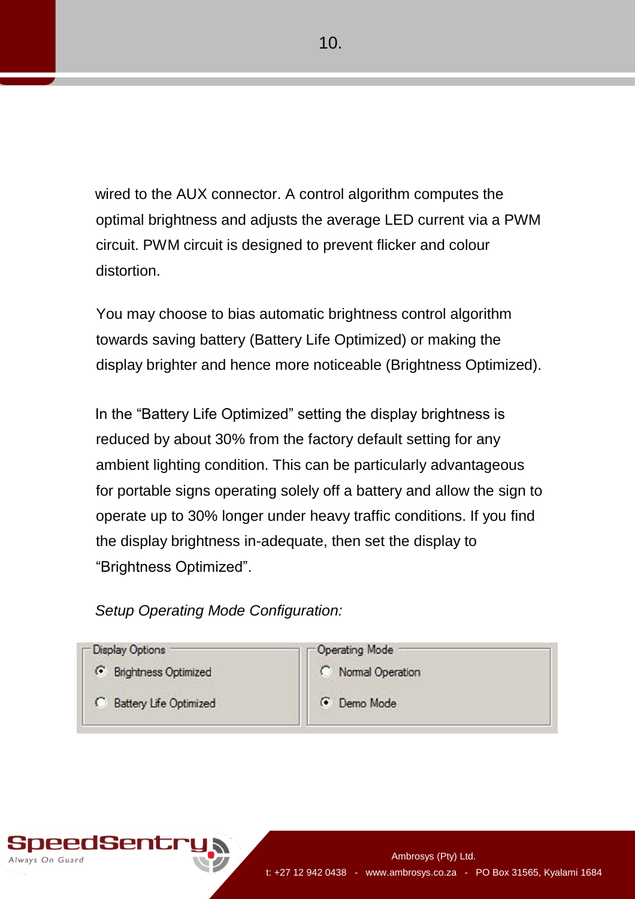wired to the AUX connector. A control algorithm computes the optimal brightness and adjusts the average LED current via a PWM circuit. PWM circuit is designed to prevent flicker and colour distortion.

You may choose to bias automatic brightness control algorithm towards saving battery (Battery Life Optimized) or making the display brighter and hence more noticeable (Brightness Optimized).

In the "Battery Life Optimized" setting the display brightness is reduced by about 30% from the factory default setting for any ambient lighting condition. This can be particularly advantageous for portable signs operating solely off a battery and allow the sign to operate up to 30% longer under heavy traffic conditions. If you find the display brightness in-adequate, then set the display to "Brightness Optimized".

*Setup Operating Mode Configuration:*

| Display Options | Operating Mode |
|---|---|
| (•) Brightness Optimized | ( ) Normal Operation |
| ( ) Battery Life Optimized | (•) Demo Mode |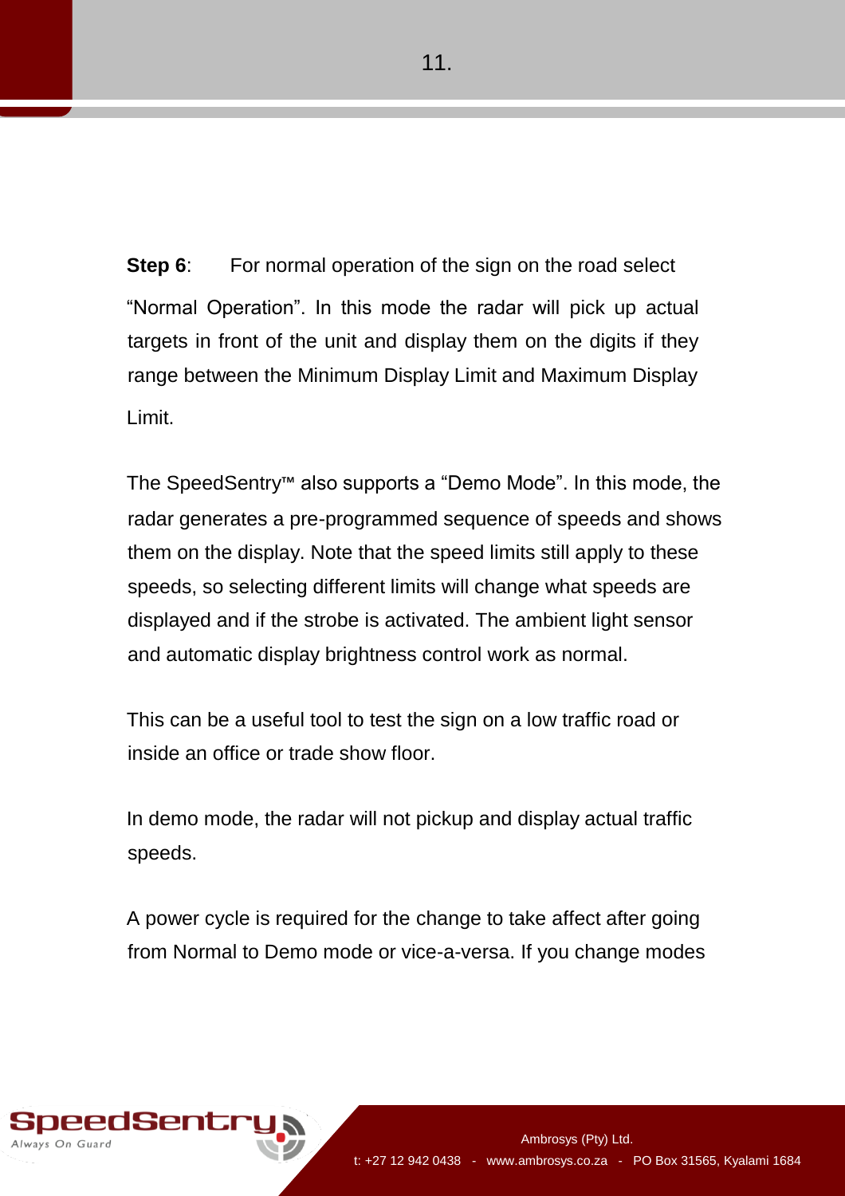**Step 6**: For normal operation of the sign on the road select "Normal Operation". In this mode the radar will pick up actual targets in front of the unit and display them on the digits if they range between the Minimum Display Limit and Maximum Display Limit.

The SpeedSentry™ also supports a "Demo Mode". In this mode, the radar generates a pre-programmed sequence of speeds and shows them on the display. Note that the speed limits still apply to these speeds, so selecting different limits will change what speeds are displayed and if the strobe is activated. The ambient light sensor and automatic display brightness control work as normal.

This can be a useful tool to test the sign on a low traffic road or inside an office or trade show floor.

In demo mode, the radar will not pickup and display actual traffic speeds.

A power cycle is required for the change to take affect after going from Normal to Demo mode or vice-a-versa. If you change modes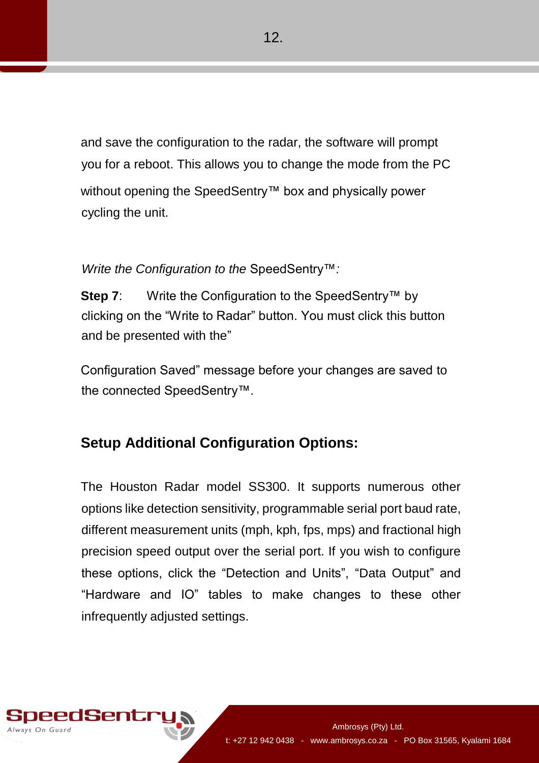and save the configuration to the radar, the software will prompt you for a reboot. This allows you to change the mode from the PC without opening the SpeedSentry™ box and physically power cycling the unit.

*Write the Configuration to the* SpeedSentry™*:*

**Step 7**: Write the Configuration to the SpeedSentry™ by clicking on the “Write to Radar” button. You must click this button and be presented with the”

Configuration Saved” message before your changes are saved to the connected SpeedSentry™.

## Setup Additional Configuration Options:

The Houston Radar model SS300. It supports numerous other options like detection sensitivity, programmable serial port baud rate, different measurement units (mph, kph, fps, mps) and fractional high precision speed output over the serial port. If you wish to configure these options, click the “Detection and Units”, “Data Output” and “Hardware and IO” tables to make changes to these other infrequently adjusted settings.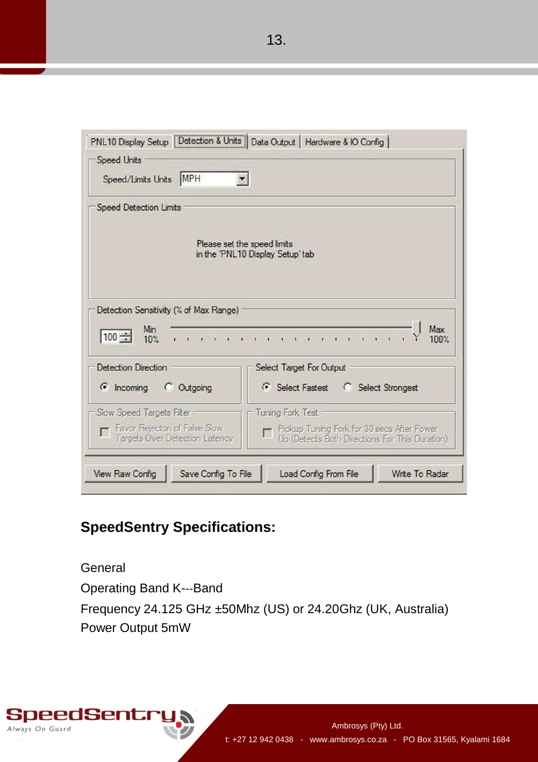PNL10 Display Setup | Detection & Units | Data Output | Hardware & IO Config

Speed Units

Speed/Limits Units: MPH

Speed Detection Limits

Please set the speed limits in the 'PNL10 Display Setup' tab

Detection Sensitivity (% of Max Range)

100 — Min 10% — Max 100%

Detection Direction: Incoming / Outgoing

Select Target For Output: Select Fastest / Select Strongest

Slow Speed Targets Filter: Favor Rejection of False Slow Targets Over Detection Latency

Tuning Fork Test: Pickup Tuning Fork for 30 secs After Power Up (Detects Both Directions For This Duration)

View Raw Config | Save Config To File | Load Config From File | Write To Radar

## SpeedSentry Specifications:

General

Operating Band K---Band

Frequency 24.125 GHz ±50Mhz (US) or 24.20Ghz (UK, Australia)

Power Output 5mW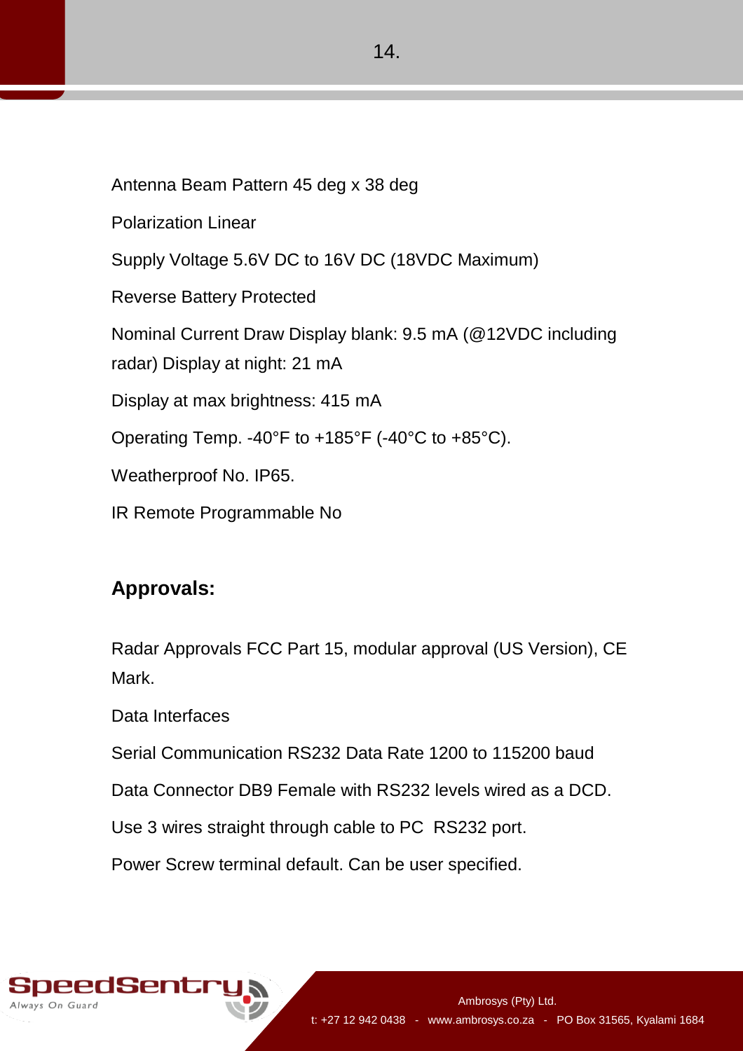Antenna Beam Pattern 45 deg x 38 deg

Polarization Linear

Supply Voltage 5.6V DC to 16V DC (18VDC Maximum)

Reverse Battery Protected

Nominal Current Draw Display blank: 9.5 mA (@12VDC including radar) Display at night: 21 mA

Display at max brightness: 415 mA

Operating Temp. -40°F to +185°F (-40°C to +85°C).

Weatherproof No. IP65.

IR Remote Programmable No

**Approvals:**

Radar Approvals FCC Part 15, modular approval (US Version), CE Mark.

Data Interfaces

Serial Communication RS232 Data Rate 1200 to 115200 baud

Data Connector DB9 Female with RS232 levels wired as a DCD.

Use 3 wires straight through cable to PC  RS232 port.

Power Screw terminal default. Can be user specified.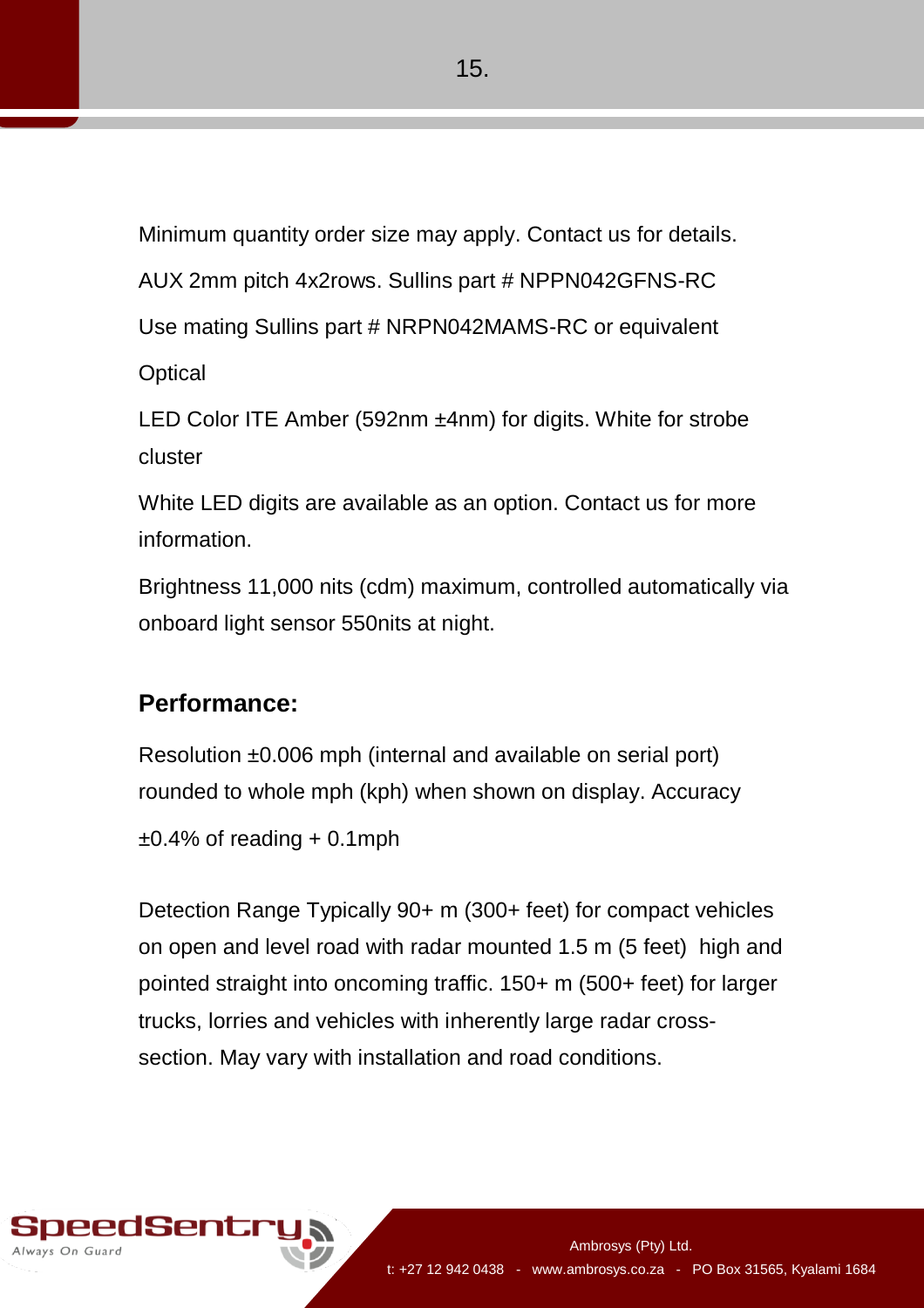Minimum quantity order size may apply. Contact us for details.

AUX 2mm pitch 4x2rows. Sullins part # NPPN042GFNS-RC

Use mating Sullins part # NRPN042MAMS-RC or equivalent

Optical

LED Color ITE Amber (592nm ±4nm) for digits. White for strobe cluster

White LED digits are available as an option. Contact us for more information.

Brightness 11,000 nits (cdm) maximum, controlled automatically via onboard light sensor 550nits at night.

## Performance:

Resolution ±0.006 mph (internal and available on serial port) rounded to whole mph (kph) when shown on display. Accuracy

±0.4% of reading + 0.1mph

Detection Range Typically 90+ m (300+ feet) for compact vehicles on open and level road with radar mounted 1.5 m (5 feet) high and pointed straight into oncoming traffic. 150+ m (500+ feet) for larger trucks, lorries and vehicles with inherently large radar cross-section. May vary with installation and road conditions.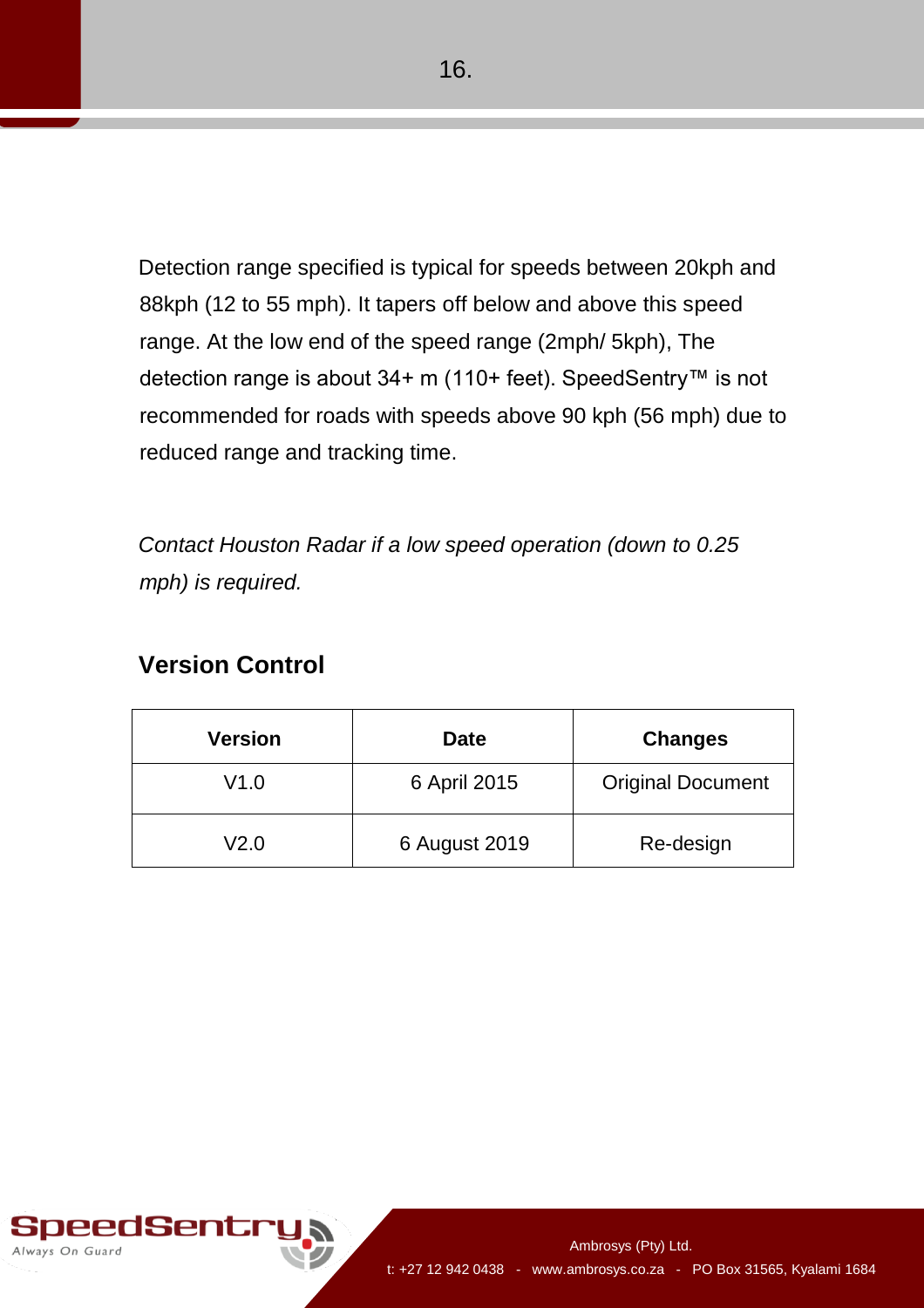Detection range specified is typical for speeds between 20kph and 88kph (12 to 55 mph). It tapers off below and above this speed range. At the low end of the speed range (2mph/ 5kph), The detection range is about 34+ m (110+ feet). SpeedSentry™ is not recommended for roads with speeds above 90 kph (56 mph) due to reduced range and tracking time.

*Contact Houston Radar if a low speed operation (down to 0.25 mph) is required.*

## Version Control

| Version | Date | Changes |
|---|---|---|
| V1.0 | 6 April 2015 | Original Document |
| V2.0 | 6 August 2019 | Re-design |